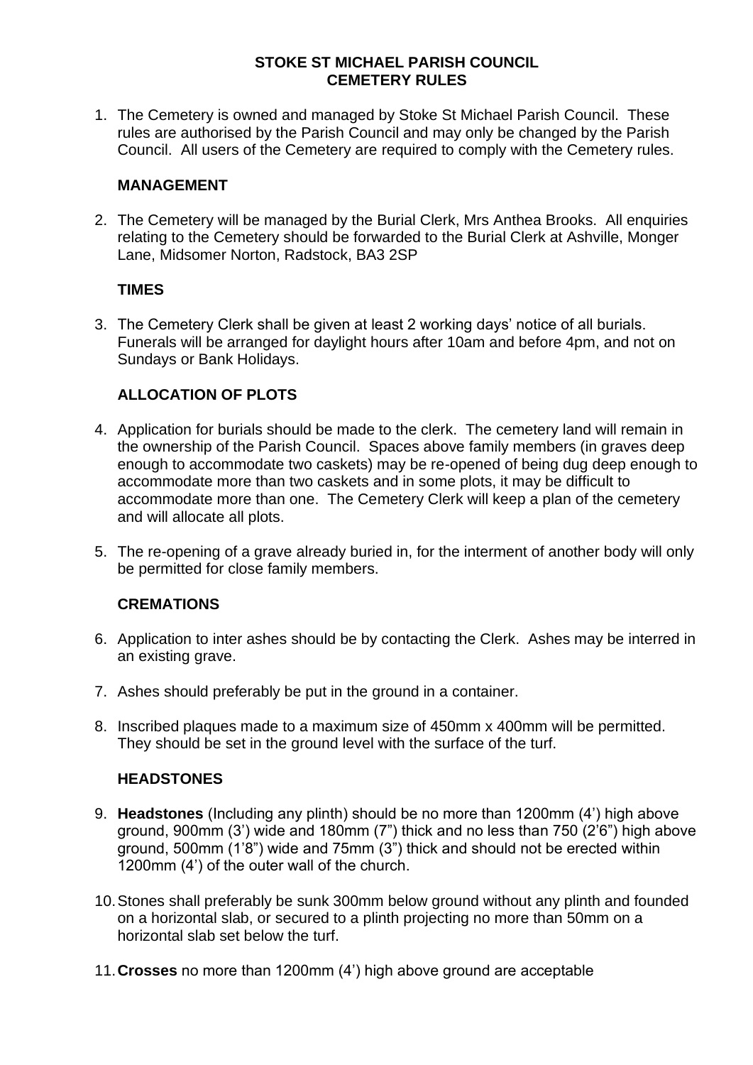# STOKE ST MICHAEL PARISH COUNCIL
# CEMETERY RULES

1. The Cemetery is owned and managed by Stoke St Michael Parish Council. These rules are authorised by the Parish Council and may only be changed by the Parish Council. All users of the Cemetery are required to comply with the Cemetery rules.

## MANAGEMENT

2. The Cemetery will be managed by the Burial Clerk, Mrs Anthea Brooks. All enquiries relating to the Cemetery should be forwarded to the Burial Clerk at Ashville, Monger Lane, Midsomer Norton, Radstock, BA3 2SP

## TIMES

3. The Cemetery Clerk shall be given at least 2 working days' notice of all burials. Funerals will be arranged for daylight hours after 10am and before 4pm, and not on Sundays or Bank Holidays.

## ALLOCATION OF PLOTS

4. Application for burials should be made to the clerk. The cemetery land will remain in the ownership of the Parish Council. Spaces above family members (in graves deep enough to accommodate two caskets) may be re-opened of being dug deep enough to accommodate more than two caskets and in some plots, it may be difficult to accommodate more than one. The Cemetery Clerk will keep a plan of the cemetery and will allocate all plots.

5. The re-opening of a grave already buried in, for the interment of another body will only be permitted for close family members.

## CREMATIONS

6. Application to inter ashes should be by contacting the Clerk. Ashes may be interred in an existing grave.

7. Ashes should preferably be put in the ground in a container.

8. Inscribed plaques made to a maximum size of 450mm x 400mm will be permitted. They should be set in the ground level with the surface of the turf.

## HEADSTONES

9. **Headstones** (Including any plinth) should be no more than 1200mm (4') high above ground, 900mm (3') wide and 180mm (7") thick and no less than 750 (2'6") high above ground, 500mm (1'8") wide and 75mm (3") thick and should not be erected within 1200mm (4') of the outer wall of the church.

10. Stones shall preferably be sunk 300mm below ground without any plinth and founded on a horizontal slab, or secured to a plinth projecting no more than 50mm on a horizontal slab set below the turf.

11. **Crosses** no more than 1200mm (4') high above ground are acceptable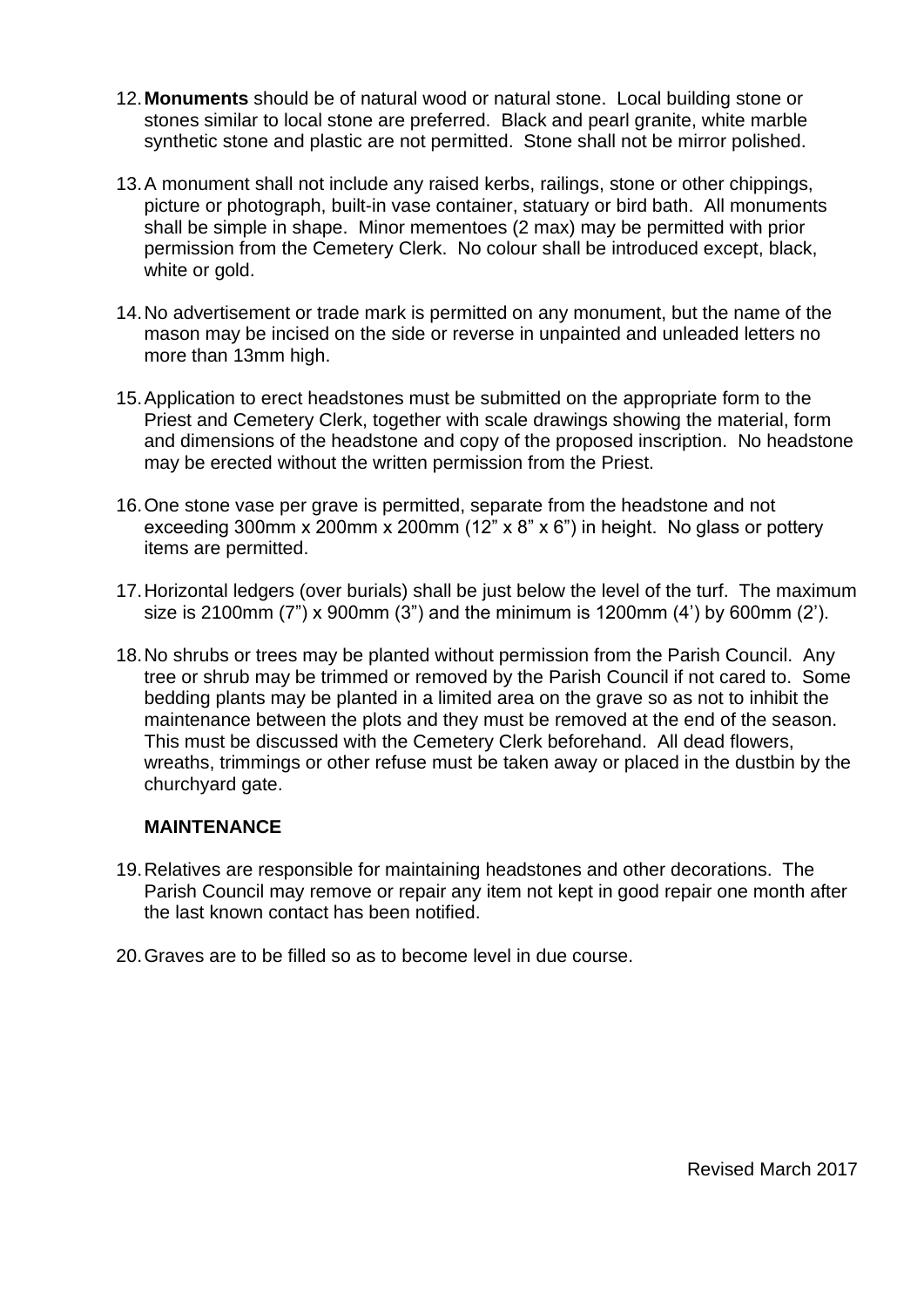12. **Monuments** should be of natural wood or natural stone. Local building stone or stones similar to local stone are preferred. Black and pearl granite, white marble synthetic stone and plastic are not permitted. Stone shall not be mirror polished.

13. A monument shall not include any raised kerbs, railings, stone or other chippings, picture or photograph, built-in vase container, statuary or bird bath. All monuments shall be simple in shape. Minor mementoes (2 max) may be permitted with prior permission from the Cemetery Clerk. No colour shall be introduced except, black, white or gold.

14. No advertisement or trade mark is permitted on any monument, but the name of the mason may be incised on the side or reverse in unpainted and unleaded letters no more than 13mm high.

15. Application to erect headstones must be submitted on the appropriate form to the Priest and Cemetery Clerk, together with scale drawings showing the material, form and dimensions of the headstone and copy of the proposed inscription. No headstone may be erected without the written permission from the Priest.

16. One stone vase per grave is permitted, separate from the headstone and not exceeding 300mm x 200mm x 200mm (12" x 8" x 6") in height. No glass or pottery items are permitted.

17. Horizontal ledgers (over burials) shall be just below the level of the turf. The maximum size is 2100mm (7") x 900mm (3") and the minimum is 1200mm (4') by 600mm (2').

18. No shrubs or trees may be planted without permission from the Parish Council. Any tree or shrub may be trimmed or removed by the Parish Council if not cared to. Some bedding plants may be planted in a limited area on the grave so as not to inhibit the maintenance between the plots and they must be removed at the end of the season. This must be discussed with the Cemetery Clerk beforehand. All dead flowers, wreaths, trimmings or other refuse must be taken away or placed in the dustbin by the churchyard gate.

**MAINTENANCE**

19. Relatives are responsible for maintaining headstones and other decorations. The Parish Council may remove or repair any item not kept in good repair one month after the last known contact has been notified.

20. Graves are to be filled so as to become level in due course.

Revised March 2017